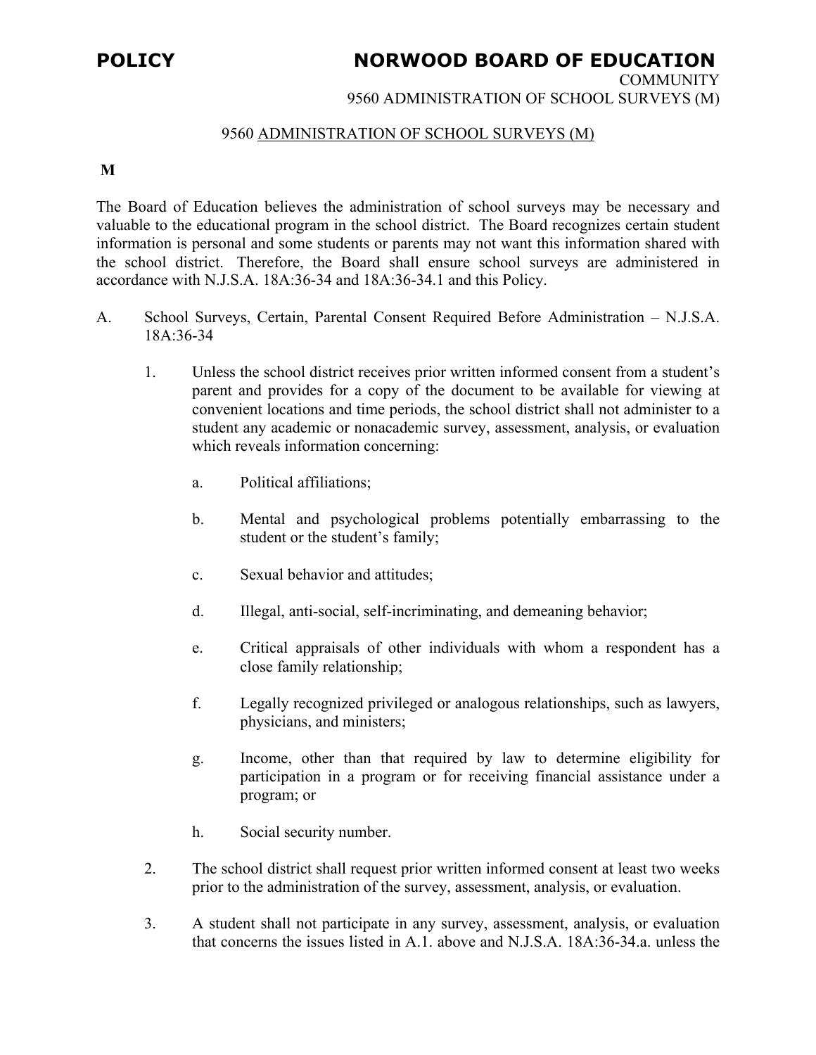# 9560 ADMINISTRATION OF SCHOOL SURVEYS (M)

**M**

The Board of Education believes the administration of school surveys may be necessary and valuable to the educational program in the school district. The Board recognizes certain student information is personal and some students or parents may not want this information shared with the school district. Therefore, the Board shall ensure school surveys are administered in accordance with N.J.S.A. 18A:36-34 and 18A:36-34.1 and this Policy.

A. School Surveys, Certain, Parental Consent Required Before Administration – N.J.S.A. 18A:36-34

1. Unless the school district receives prior written informed consent from a student's parent and provides for a copy of the document to be available for viewing at convenient locations and time periods, the school district shall not administer to a student any academic or nonacademic survey, assessment, analysis, or evaluation which reveals information concerning:

   a. Political affiliations;

   b. Mental and psychological problems potentially embarrassing to the student or the student's family;

   c. Sexual behavior and attitudes;

   d. Illegal, anti-social, self-incriminating, and demeaning behavior;

   e. Critical appraisals of other individuals with whom a respondent has a close family relationship;

   f. Legally recognized privileged or analogous relationships, such as lawyers, physicians, and ministers;

   g. Income, other than that required by law to determine eligibility for participation in a program or for receiving financial assistance under a program; or

   h. Social security number.

2. The school district shall request prior written informed consent at least two weeks prior to the administration of the survey, assessment, analysis, or evaluation.

3. A student shall not participate in any survey, assessment, analysis, or evaluation that concerns the issues listed in A.1. above and N.J.S.A. 18A:36-34.a. unless the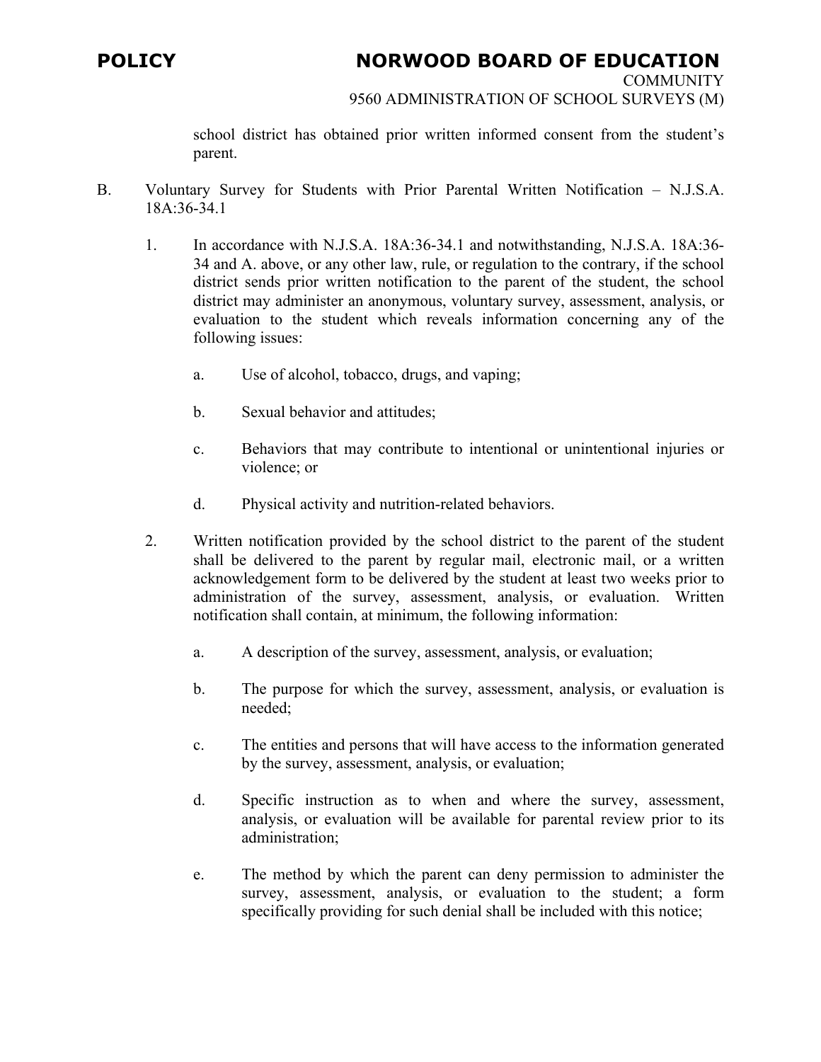school district has obtained prior written informed consent from the student's parent.

B. Voluntary Survey for Students with Prior Parental Written Notification – N.J.S.A. 18A:36-34.1

1. In accordance with N.J.S.A. 18A:36-34.1 and notwithstanding, N.J.S.A. 18A:36-34 and A. above, or any other law, rule, or regulation to the contrary, if the school district sends prior written notification to the parent of the student, the school district may administer an anonymous, voluntary survey, assessment, analysis, or evaluation to the student which reveals information concerning any of the following issues:

   a. Use of alcohol, tobacco, drugs, and vaping;

   b. Sexual behavior and attitudes;

   c. Behaviors that may contribute to intentional or unintentional injuries or violence; or

   d. Physical activity and nutrition-related behaviors.

2. Written notification provided by the school district to the parent of the student shall be delivered to the parent by regular mail, electronic mail, or a written acknowledgement form to be delivered by the student at least two weeks prior to administration of the survey, assessment, analysis, or evaluation. Written notification shall contain, at minimum, the following information:

   a. A description of the survey, assessment, analysis, or evaluation;

   b. The purpose for which the survey, assessment, analysis, or evaluation is needed;

   c. The entities and persons that will have access to the information generated by the survey, assessment, analysis, or evaluation;

   d. Specific instruction as to when and where the survey, assessment, analysis, or evaluation will be available for parental review prior to its administration;

   e. The method by which the parent can deny permission to administer the survey, assessment, analysis, or evaluation to the student; a form specifically providing for such denial shall be included with this notice;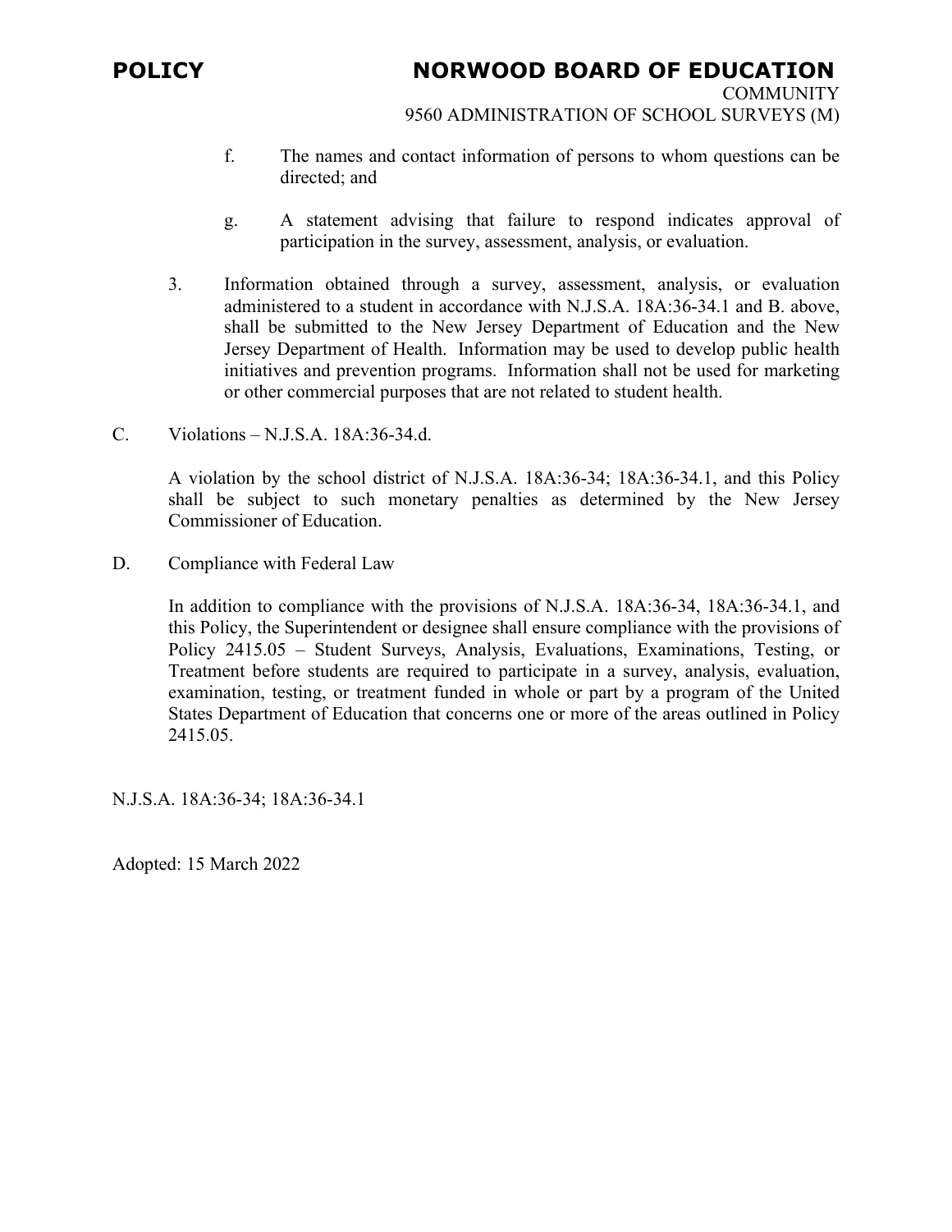f. The names and contact information of persons to whom questions can be directed; and

g. A statement advising that failure to respond indicates approval of participation in the survey, assessment, analysis, or evaluation.

3. Information obtained through a survey, assessment, analysis, or evaluation administered to a student in accordance with N.J.S.A. 18A:36-34.1 and B. above, shall be submitted to the New Jersey Department of Education and the New Jersey Department of Health. Information may be used to develop public health initiatives and prevention programs. Information shall not be used for marketing or other commercial purposes that are not related to student health.

C. Violations – N.J.S.A. 18A:36-34.d.

A violation by the school district of N.J.S.A. 18A:36-34; 18A:36-34.1, and this Policy shall be subject to such monetary penalties as determined by the New Jersey Commissioner of Education.

D. Compliance with Federal Law

In addition to compliance with the provisions of N.J.S.A. 18A:36-34, 18A:36-34.1, and this Policy, the Superintendent or designee shall ensure compliance with the provisions of Policy 2415.05 – Student Surveys, Analysis, Evaluations, Examinations, Testing, or Treatment before students are required to participate in a survey, analysis, evaluation, examination, testing, or treatment funded in whole or part by a program of the United States Department of Education that concerns one or more of the areas outlined in Policy 2415.05.

N.J.S.A. 18A:36-34; 18A:36-34.1

Adopted: 15 March 2022